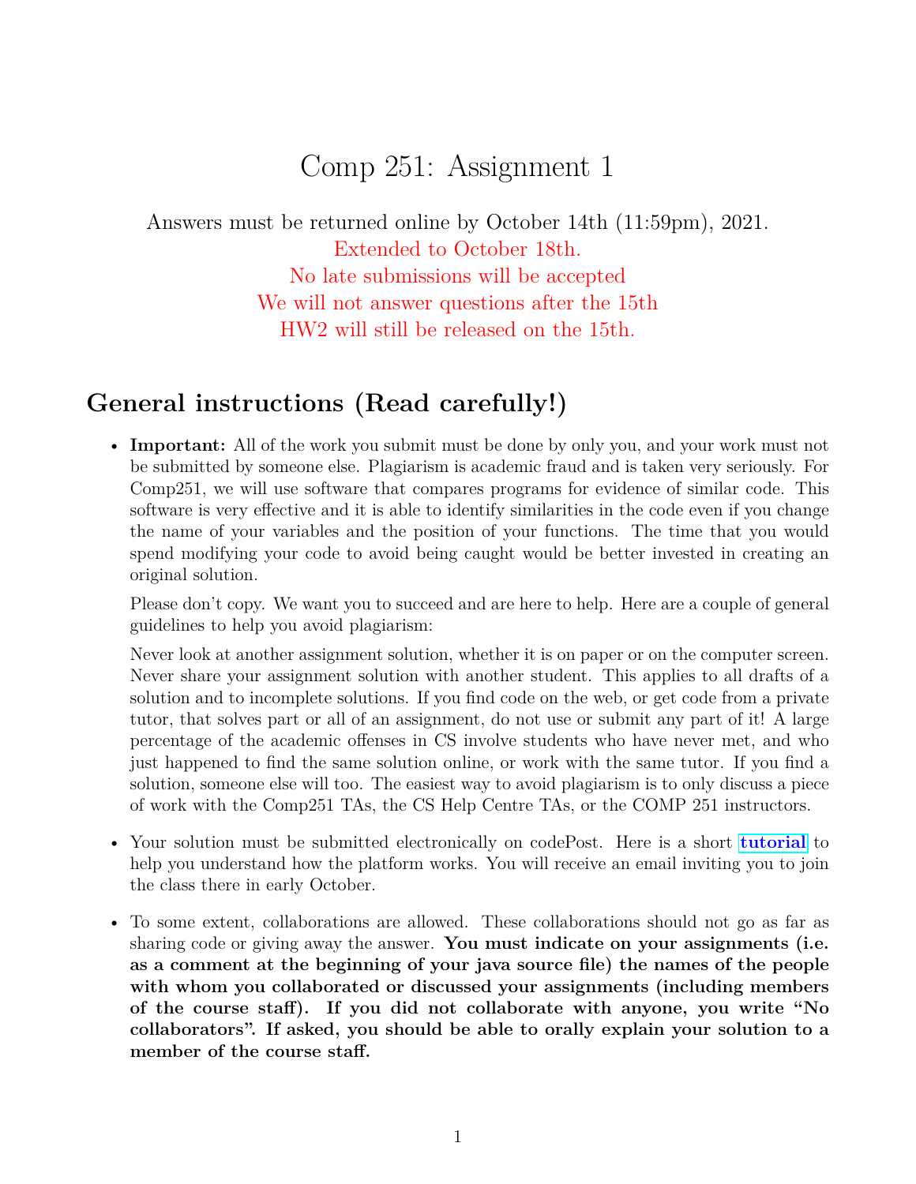# Comp 251: Assignment 1

Answers must be returned online by October 14th (11:59pm), 2021.
Extended to October 18th.
No late submissions will be accepted
We will not answer questions after the 15th
HW2 will still be released on the 15th.

## General instructions (Read carefully!)

- **Important:** All of the work you submit must be done by only you, and your work must not be submitted by someone else. Plagiarism is academic fraud and is taken very seriously. For Comp251, we will use software that compares programs for evidence of similar code. This software is very effective and it is able to identify similarities in the code even if you change the name of your variables and the position of your functions. The time that you would spend modifying your code to avoid being caught would be better invested in creating an original solution.

  Please don't copy. We want you to succeed and are here to help. Here are a couple of general guidelines to help you avoid plagiarism:

  Never look at another assignment solution, whether it is on paper or on the computer screen. Never share your assignment solution with another student. This applies to all drafts of a solution and to incomplete solutions. If you find code on the web, or get code from a private tutor, that solves part or all of an assignment, do not use or submit any part of it! A large percentage of the academic offenses in CS involve students who have never met, and who just happened to find the same solution online, or work with the same tutor. If you find a solution, someone else will too. The easiest way to avoid plagiarism is to only discuss a piece of work with the Comp251 TAs, the CS Help Centre TAs, or the COMP 251 instructors.

- Your solution must be submitted electronically on codePost. Here is a short **tutorial** to help you understand how the platform works. You will receive an email inviting you to join the class there in early October.

- To some extent, collaborations are allowed. These collaborations should not go as far as sharing code or giving away the answer. **You must indicate on your assignments (i.e. as a comment at the beginning of your java source file) the names of the people with whom you collaborated or discussed your assignments (including members of the course staff). If you did not collaborate with anyone, you write "No collaborators". If asked, you should be able to orally explain your solution to a member of the course staff.**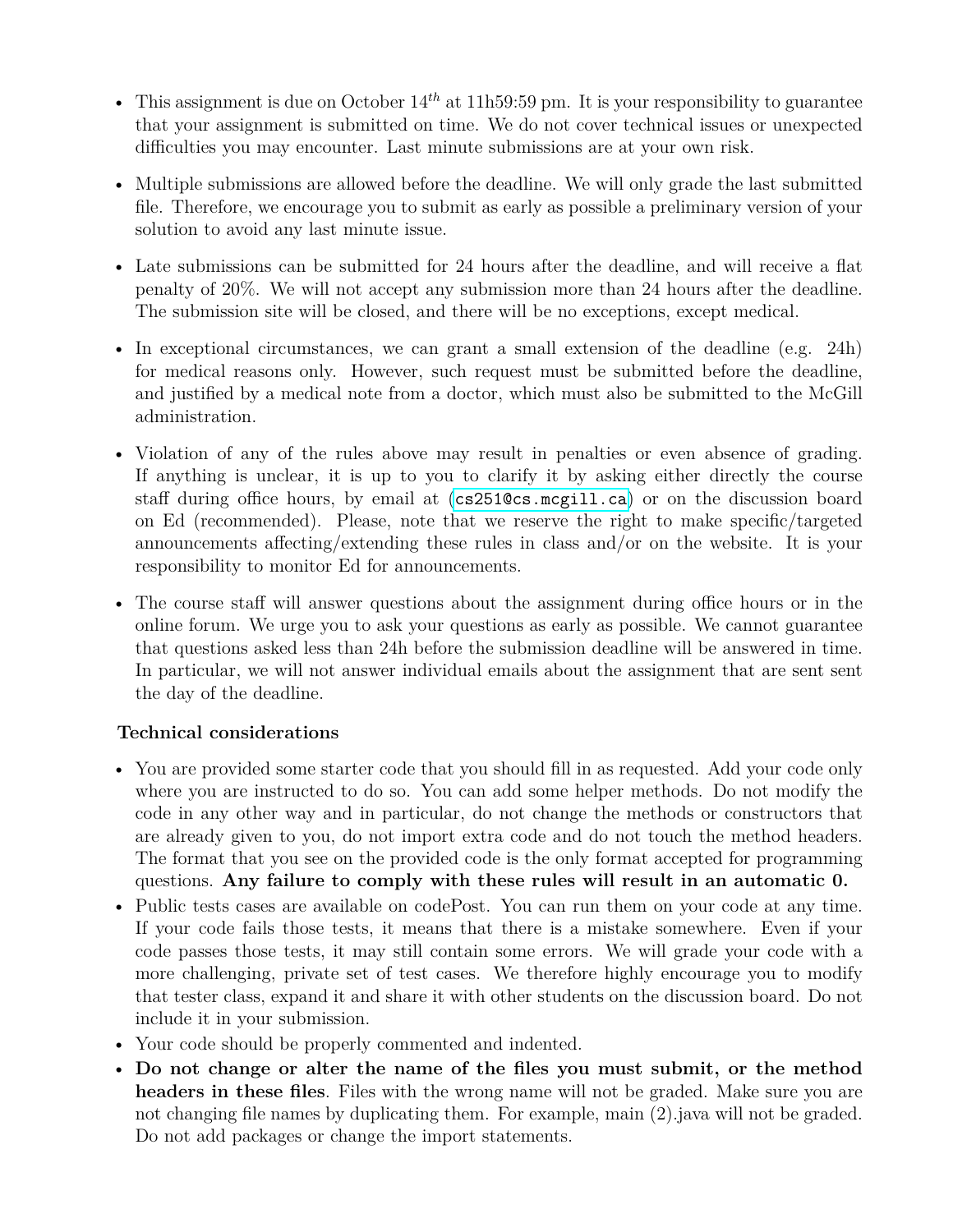- This assignment is due on October $14^{th}$ at 11h59:59 pm. It is your responsibility to guarantee that your assignment is submitted on time. We do not cover technical issues or unexpected difficulties you may encounter. Last minute submissions are at your own risk.
- Multiple submissions are allowed before the deadline. We will only grade the last submitted file. Therefore, we encourage you to submit as early as possible a preliminary version of your solution to avoid any last minute issue.
- Late submissions can be submitted for 24 hours after the deadline, and will receive a flat penalty of 20%. We will not accept any submission more than 24 hours after the deadline. The submission site will be closed, and there will be no exceptions, except medical.
- In exceptional circumstances, we can grant a small extension of the deadline (e.g. 24h) for medical reasons only. However, such request must be submitted before the deadline, and justified by a medical note from a doctor, which must also be submitted to the McGill administration.
- Violation of any of the rules above may result in penalties or even absence of grading. If anything is unclear, it is up to you to clarify it by asking either directly the course staff during office hours, by email at (`cs251@cs.mcgill.ca`) or on the discussion board on Ed (recommended). Please, note that we reserve the right to make specific/targeted announcements affecting/extending these rules in class and/or on the website. It is your responsibility to monitor Ed for announcements.
- The course staff will answer questions about the assignment during office hours or in the online forum. We urge you to ask your questions as early as possible. We cannot guarantee that questions asked less than 24h before the submission deadline will be answered in time. In particular, we will not answer individual emails about the assignment that are sent sent the day of the deadline.

### Technical considerations

- You are provided some starter code that you should fill in as requested. Add your code only where you are instructed to do so. You can add some helper methods. Do not modify the code in any other way and in particular, do not change the methods or constructors that are already given to you, do not import extra code and do not touch the method headers. The format that you see on the provided code is the only format accepted for programming questions. **Any failure to comply with these rules will result in an automatic 0.**
- Public tests cases are available on codePost. You can run them on your code at any time. If your code fails those tests, it means that there is a mistake somewhere. Even if your code passes those tests, it may still contain some errors. We will grade your code with a more challenging, private set of test cases. We therefore highly encourage you to modify that tester class, expand it and share it with other students on the discussion board. Do not include it in your submission.
- Your code should be properly commented and indented.
- **Do not change or alter the name of the files you must submit, or the method headers in these files**. Files with the wrong name will not be graded. Make sure you are not changing file names by duplicating them. For example, main (2).java will not be graded. Do not add packages or change the import statements.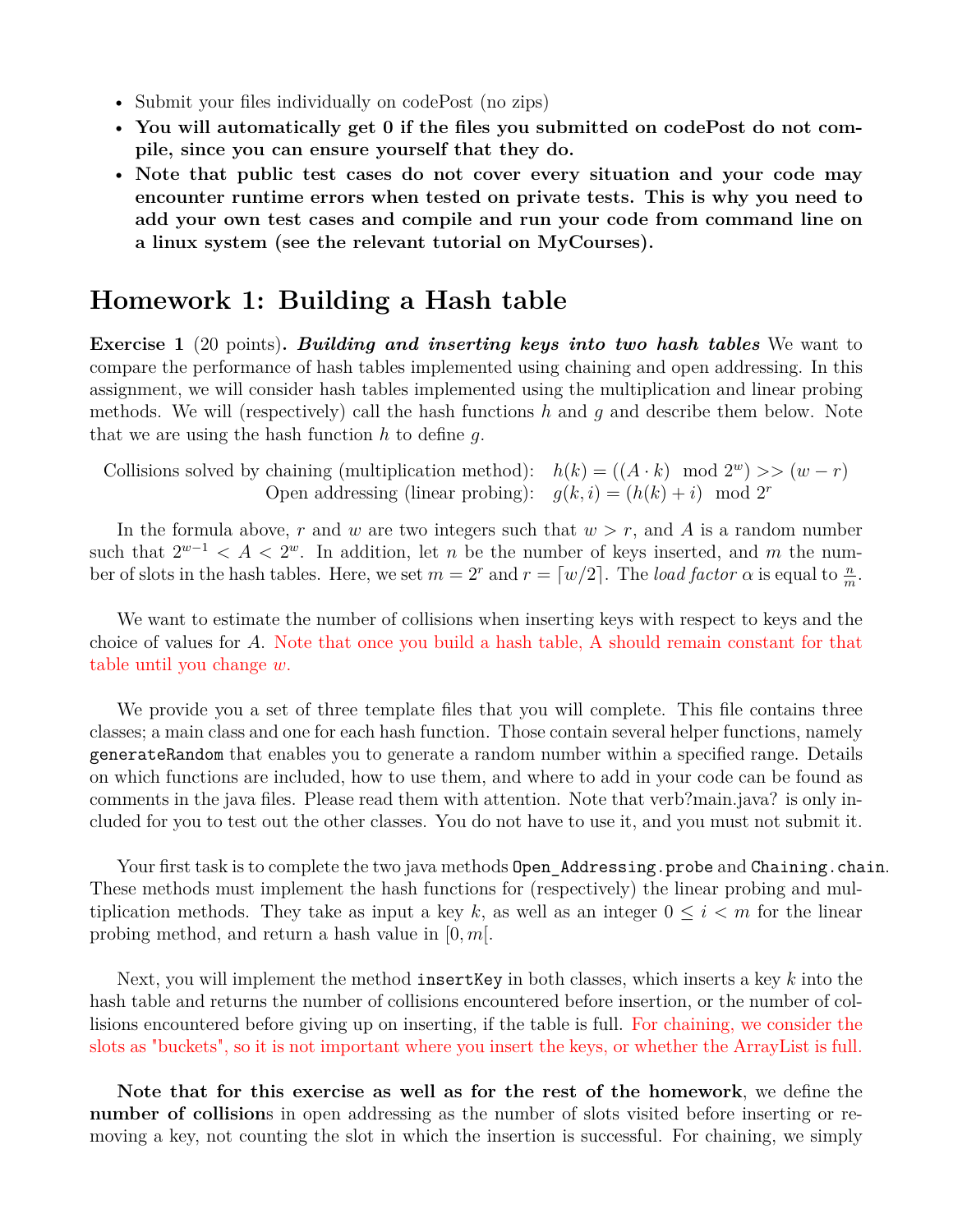- Submit your files individually on codePost (no zips)
- **You will automatically get 0 if the files you submitted on codePost do not compile, since you can ensure yourself that they do.**
- **Note that public test cases do not cover every situation and your code may encounter runtime errors when tested on private tests. This is why you need to add your own test cases and compile and run your code from command line on a linux system (see the relevant tutorial on MyCourses).**

# Homework 1: Building a Hash table

**Exercise 1** (20 points)**.** ***Building and inserting keys into two hash tables*** We want to compare the performance of hash tables implemented using chaining and open addressing. In this assignment, we will consider hash tables implemented using the multiplication and linear probing methods. We will (respectively) call the hash functions $h$ and $g$ and describe them below. Note that we are using the hash function $h$ to define $g$.

$$\text{Collisions solved by chaining (multiplication method):} \quad h(k) = ((A \cdot k) \mod 2^w) >> (w - r)$$
$$\text{Open addressing (linear probing):} \quad g(k, i) = (h(k) + i) \mod 2^r$$

In the formula above, $r$ and $w$ are two integers such that $w > r$, and $A$ is a random number such that $2^{w-1} < A < 2^w$. In addition, let $n$ be the number of keys inserted, and $m$ the number of slots in the hash tables. Here, we set $m = 2^r$ and $r = \lceil w/2 \rceil$. The *load factor* $\alpha$ is equal to $\frac{n}{m}$.

We want to estimate the number of collisions when inserting keys with respect to keys and the choice of values for $A$. Note that once you build a hash table, A should remain constant for that table until you change $w$.

We provide you a set of three template files that you will complete. This file contains three classes; a main class and one for each hash function. Those contain several helper functions, namely `generateRandom` that enables you to generate a random number within a specified range. Details on which functions are included, how to use them, and where to add in your code can be found as comments in the java files. Please read them with attention. Note that verb?main.java? is only included for you to test out the other classes. You do not have to use it, and you must not submit it.

Your first task is to complete the two java methods `Open_Addressing.probe` and `Chaining.chain`. These methods must implement the hash functions for (respectively) the linear probing and multiplication methods. They take as input a key $k$, as well as an integer $0 \leq i < m$ for the linear probing method, and return a hash value in $[0, m[$.

Next, you will implement the method `insertKey` in both classes, which inserts a key $k$ into the hash table and returns the number of collisions encountered before insertion, or the number of collisions encountered before giving up on inserting, if the table is full. For chaining, we consider the slots as "buckets", so it is not important where you insert the keys, or whether the ArrayList is full.

**Note that for this exercise as well as for the rest of the homework**, we define the **number of collision**s in open addressing as the number of slots visited before inserting or removing a key, not counting the slot in which the insertion is successful. For chaining, we simply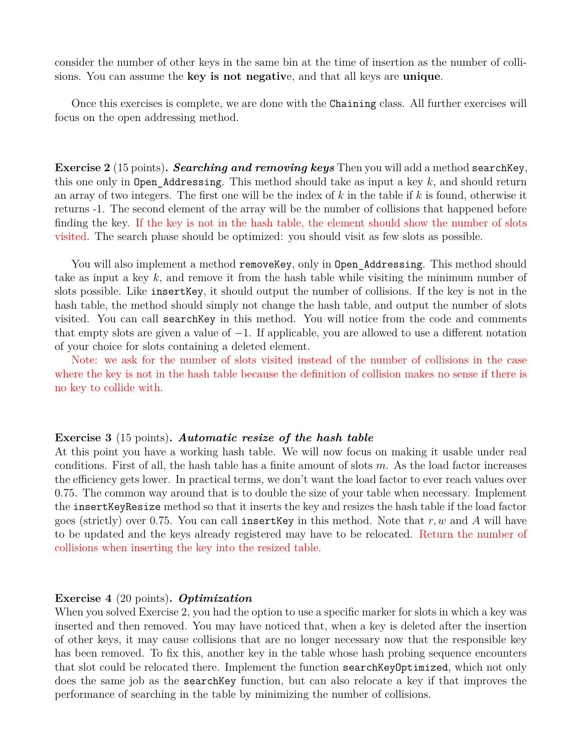consider the number of other keys in the same bin at the time of insertion as the number of collisions. You can assume the **key is not negativ**e, and that all keys are **unique**.

Once this exercises is complete, we are done with the `Chaining` class. All further exercises will focus on the open addressing method.

**Exercise 2** (15 points)**. *Searching and removing keys*** Then you will add a method `searchKey`, this one only in `Open_Addressing`. This method should take as input a key $k$, and should return an array of two integers. The first one will be the index of $k$ in the table if $k$ is found, otherwise it returns -1. The second element of the array will be the number of collisions that happened before finding the key. If the key is not in the hash table, the element should show the number of slots visited. The search phase should be optimized: you should visit as few slots as possible.

You will also implement a method `removeKey`, only in `Open_Addressing`. This method should take as input a key $k$, and remove it from the hash table while visiting the minimum number of slots possible. Like `insertKey`, it should output the number of collisions. If the key is not in the hash table, the method should simply not change the hash table, and output the number of slots visited. You can call `searchKey` in this method. You will notice from the code and comments that empty slots are given a value of $-1$. If applicable, you are allowed to use a different notation of your choice for slots containing a deleted element.

Note: we ask for the number of slots visited instead of the number of collisions in the case where the key is not in the hash table because the definition of collision makes no sense if there is no key to collide with.

**Exercise 3** (15 points)**. *Automatic resize of the hash table***
At this point you have a working hash table. We will now focus on making it usable under real conditions. First of all, the hash table has a finite amount of slots $m$. As the load factor increases the efficiency gets lower. In practical terms, we don't want the load factor to ever reach values over 0.75. The common way around that is to double the size of your table when necessary. Implement the `insertKeyResize` method so that it inserts the key and resizes the hash table if the load factor goes (strictly) over 0.75. You can call `insertKey` in this method. Note that $r, w$ and $A$ will have to be updated and the keys already registered may have to be relocated. Return the number of collisions when inserting the key into the resized table.

**Exercise 4** (20 points)**. *Optimization***
When you solved Exercise 2, you had the option to use a specific marker for slots in which a key was inserted and then removed. You may have noticed that, when a key is deleted after the insertion of other keys, it may cause collisions that are no longer necessary now that the responsible key has been removed. To fix this, another key in the table whose hash probing sequence encounters that slot could be relocated there. Implement the function `searchKeyOptimized`, which not only does the same job as the `searchKey` function, but can also relocate a key if that improves the performance of searching in the table by minimizing the number of collisions.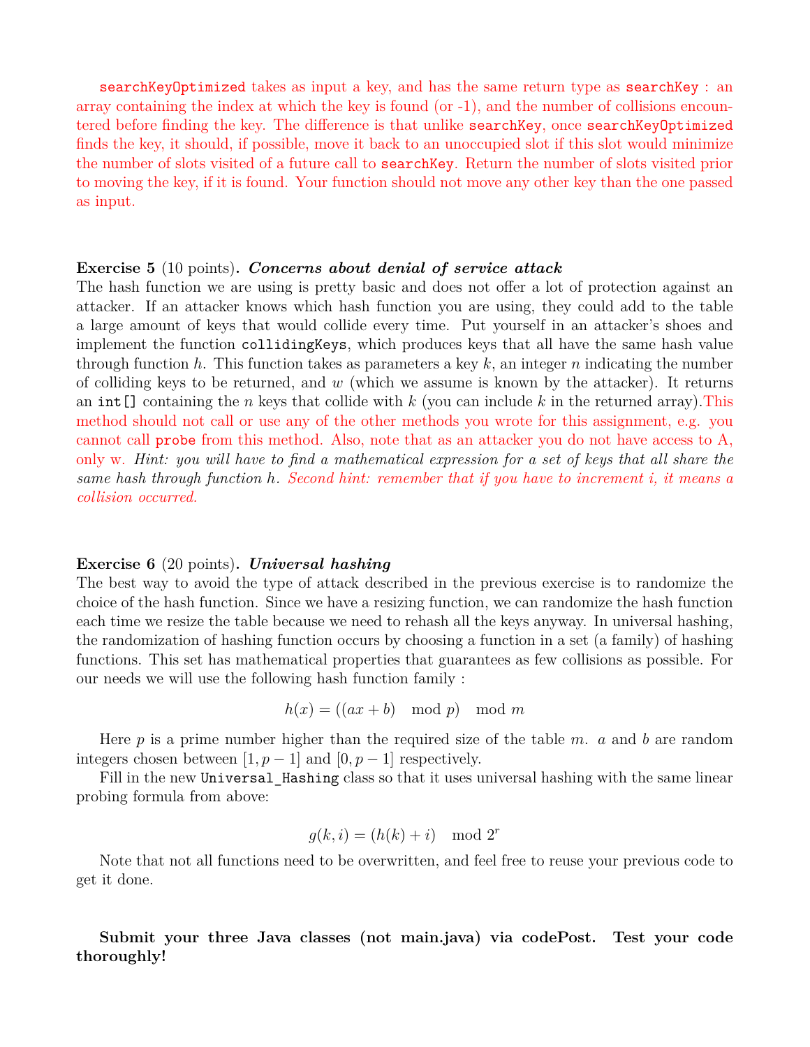searchKeyOptimized takes as input a key, and has the same return type as searchKey : an array containing the index at which the key is found (or -1), and the number of collisions encountered before finding the key. The difference is that unlike searchKey, once searchKeyOptimized finds the key, it should, if possible, move it back to an unoccupied slot if this slot would minimize the number of slots visited of a future call to searchKey. Return the number of slots visited prior to moving the key, if it is found. Your function should not move any other key than the one passed as input.

**Exercise 5** (10 points)**. *Concerns about denial of service attack***
The hash function we are using is pretty basic and does not offer a lot of protection against an attacker. If an attacker knows which hash function you are using, they could add to the table a large amount of keys that would collide every time. Put yourself in an attacker's shoes and implement the function `collidingKeys`, which produces keys that all have the same hash value through function $h$. This function takes as parameters a key $k$, an integer $n$ indicating the number of colliding keys to be returned, and $w$ (which we assume is known by the attacker). It returns an `int[]` containing the $n$ keys that collide with $k$ (you can include $k$ in the returned array). This method should not call or use any of the other methods you wrote for this assignment, e.g. you cannot call probe from this method. Also, note that as an attacker you do not have access to A, only w. *Hint: you will have to find a mathematical expression for a set of keys that all share the same hash through function h. Second hint: remember that if you have to increment i, it means a collision occurred.*

**Exercise 6** (20 points)**. *Universal hashing***
The best way to avoid the type of attack described in the previous exercise is to randomize the choice of the hash function. Since we have a resizing function, we can randomize the hash function each time we resize the table because we need to rehash all the keys anyway. In universal hashing, the randomization of hashing function occurs by choosing a function in a set (a family) of hashing functions. This set has mathematical properties that guarantees as few collisions as possible. For our needs we will use the following hash function family :

$$h(x) = ((ax + b) \mod p) \mod m$$

Here $p$ is a prime number higher than the required size of the table $m$. $a$ and $b$ are random integers chosen between $[1, p-1]$ and $[0, p-1]$ respectively.

Fill in the new `Universal_Hashing` class so that it uses universal hashing with the same linear probing formula from above:

$$g(k, i) = (h(k) + i) \mod 2^r$$

Note that not all functions need to be overwritten, and feel free to reuse your previous code to get it done.

**Submit your three Java classes (not main.java) via codePost. Test your code thoroughly!**